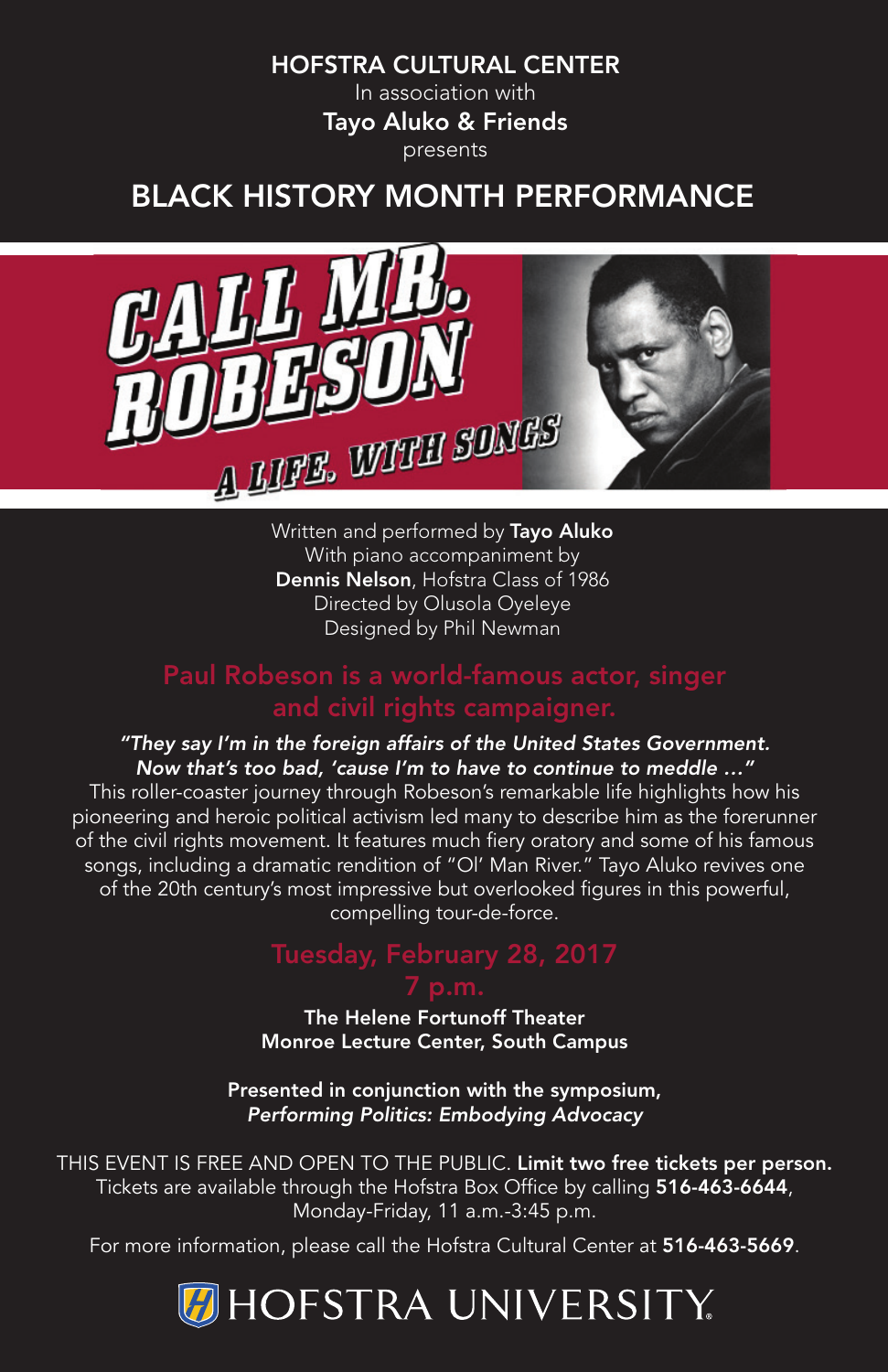**HOFSTRA CULTURAL CENTER**
In association with
**Tayo Aluko & Friends**
presents

# BLACK HISTORY MONTH PERFORMANCE

# CALL MR. ROBESON

## A LIFE, WITH SONGS

Written and performed by **Tayo Aluko**
With piano accompaniment by
**Dennis Nelson**, Hofstra Class of 1986
Directed by Olusola Oyeleye
Designed by Phil Newman

## Paul Robeson is a world-famous actor, singer and civil rights campaigner.

***"They say I'm in the foreign affairs of the United States Government. Now that's too bad, 'cause I'm to have to continue to meddle …"***

This roller-coaster journey through Robeson's remarkable life highlights how his pioneering and heroic political activism led many to describe him as the forerunner of the civil rights movement. It features much fiery oratory and some of his famous songs, including a dramatic rendition of "Ol' Man River." Tayo Aluko revives one of the 20th century's most impressive but overlooked figures in this powerful, compelling tour-de-force.

## Tuesday, February 28, 2017
## 7 p.m.

**The Helene Fortunoff Theater**
**Monroe Lecture Center, South Campus**

**Presented in conjunction with the symposium,**
***Performing Politics: Embodying Advocacy***

THIS EVENT IS FREE AND OPEN TO THE PUBLIC. **Limit two free tickets per person.** Tickets are available through the Hofstra Box Office by calling **516-463-6644**, Monday-Friday, 11 a.m.-3:45 p.m.

For more information, please call the Hofstra Cultural Center at **516-463-5669**.

HOFSTRA UNIVERSITY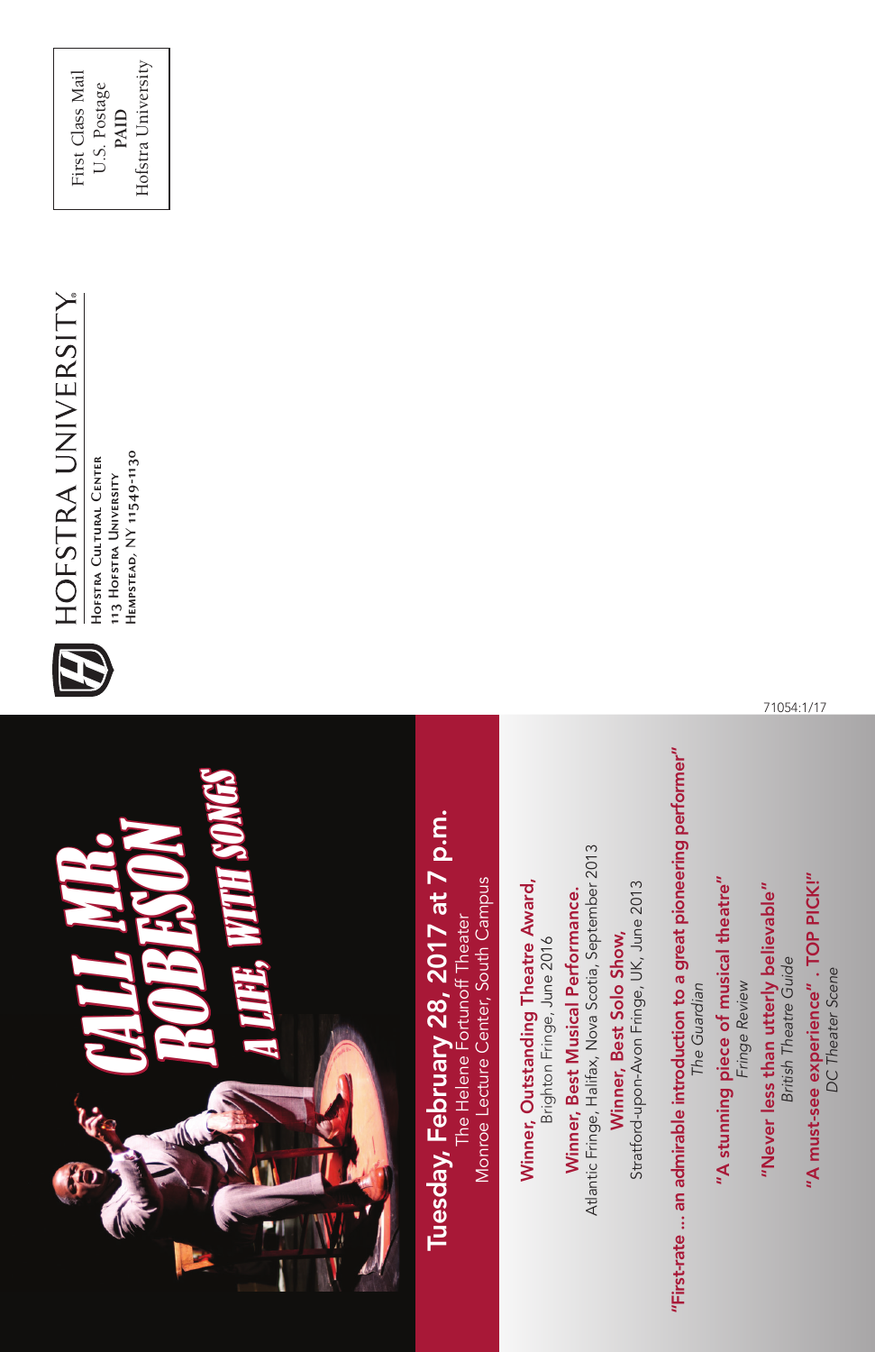HOFSTRA UNIVERSITY®

Hofstra Cultural Center
113 Hofstra University
Hempstead, NY 11549-1130

First Class Mail
U.S. Postage
PAID
Hofstra University

71054:1/17

# CALL MR. ROBESON

## A LIFE, WITH SONGS

**Tuesday, February 28, 2017 at 7 p.m.**
The Helene Fortunoff Theater
Monroe Lecture Center, South Campus

**Winner, Outstanding Theatre Award,**
Brighton Fringe, June 2016

**Winner, Best Musical Performance.**
Atlantic Fringe, Halifax, Nova Scotia, September 2013

**Winner, Best Solo Show,**
Stratford-upon-Avon Fringe, UK, June 2013

**"First-rate ... an admirable introduction to a great pioneering performer"**
*The Guardian*

**"A stunning piece of musical theatre"**
*Fringe Review*

**"Never less than utterly believable"**
*British Theatre Guide*

**"A must-see experience" . TOP PICK!"**
*DC Theater Scene*